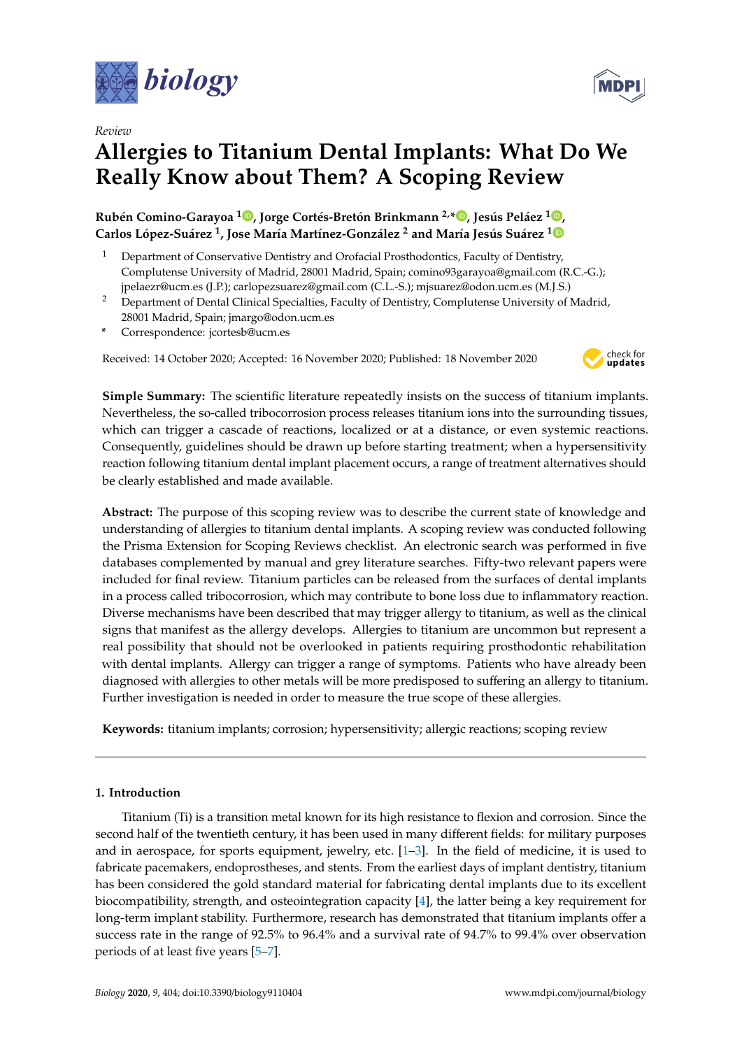*Review*

# Allergies to Titanium Dental Implants: What Do We Really Know about Them? A Scoping Review

**Rubén Comino-Garayoa [1], Jorge Cortés-Bretón Brinkmann [2,*], Jesús Peláez [1], Carlos López-Suárez [1], Jose María Martínez-González [2] and María Jesús Suárez [1]**

[1] Department of Conservative Dentistry and Orofacial Prosthodontics, Faculty of Dentistry, Complutense University of Madrid, 28001 Madrid, Spain; comino93garayoa@gmail.com (R.C.-G.); jpelaezr@ucm.es (J.P.); carlopezsuarez@gmail.com (C.L.-S.); mjsuarez@odon.ucm.es (M.J.S.)

[2] Department of Dental Clinical Specialties, Faculty of Dentistry, Complutense University of Madrid, 28001 Madrid, Spain; jmargo@odon.ucm.es

[*] Correspondence: jcortesb@ucm.es

Received: 14 October 2020; Accepted: 16 November 2020; Published: 18 November 2020

**Simple Summary:** The scientific literature repeatedly insists on the success of titanium implants. Nevertheless, the so-called tribocorrosion process releases titanium ions into the surrounding tissues, which can trigger a cascade of reactions, localized or at a distance, or even systemic reactions. Consequently, guidelines should be drawn up before starting treatment; when a hypersensitivity reaction following titanium dental implant placement occurs, a range of treatment alternatives should be clearly established and made available.

**Abstract:** The purpose of this scoping review was to describe the current state of knowledge and understanding of allergies to titanium dental implants. A scoping review was conducted following the Prisma Extension for Scoping Reviews checklist. An electronic search was performed in five databases complemented by manual and grey literature searches. Fifty-two relevant papers were included for final review. Titanium particles can be released from the surfaces of dental implants in a process called tribocorrosion, which may contribute to bone loss due to inflammatory reaction. Diverse mechanisms have been described that may trigger allergy to titanium, as well as the clinical signs that manifest as the allergy develops. Allergies to titanium are uncommon but represent a real possibility that should not be overlooked in patients requiring prosthodontic rehabilitation with dental implants. Allergy can trigger a range of symptoms. Patients who have already been diagnosed with allergies to other metals will be more predisposed to suffering an allergy to titanium. Further investigation is needed in order to measure the true scope of these allergies.

**Keywords:** titanium implants; corrosion; hypersensitivity; allergic reactions; scoping review

## 1. Introduction

Titanium (Ti) is a transition metal known for its high resistance to flexion and corrosion. Since the second half of the twentieth century, it has been used in many different fields: for military purposes and in aerospace, for sports equipment, jewelry, etc. [1–3]. In the field of medicine, it is used to fabricate pacemakers, endoprostheses, and stents. From the earliest days of implant dentistry, titanium has been considered the gold standard material for fabricating dental implants due to its excellent biocompatibility, strength, and osteointegration capacity [4], the latter being a key requirement for long-term implant stability. Furthermore, research has demonstrated that titanium implants offer a success rate in the range of 92.5% to 96.4% and a survival rate of 94.7% to 99.4% over observation periods of at least five years [5–7].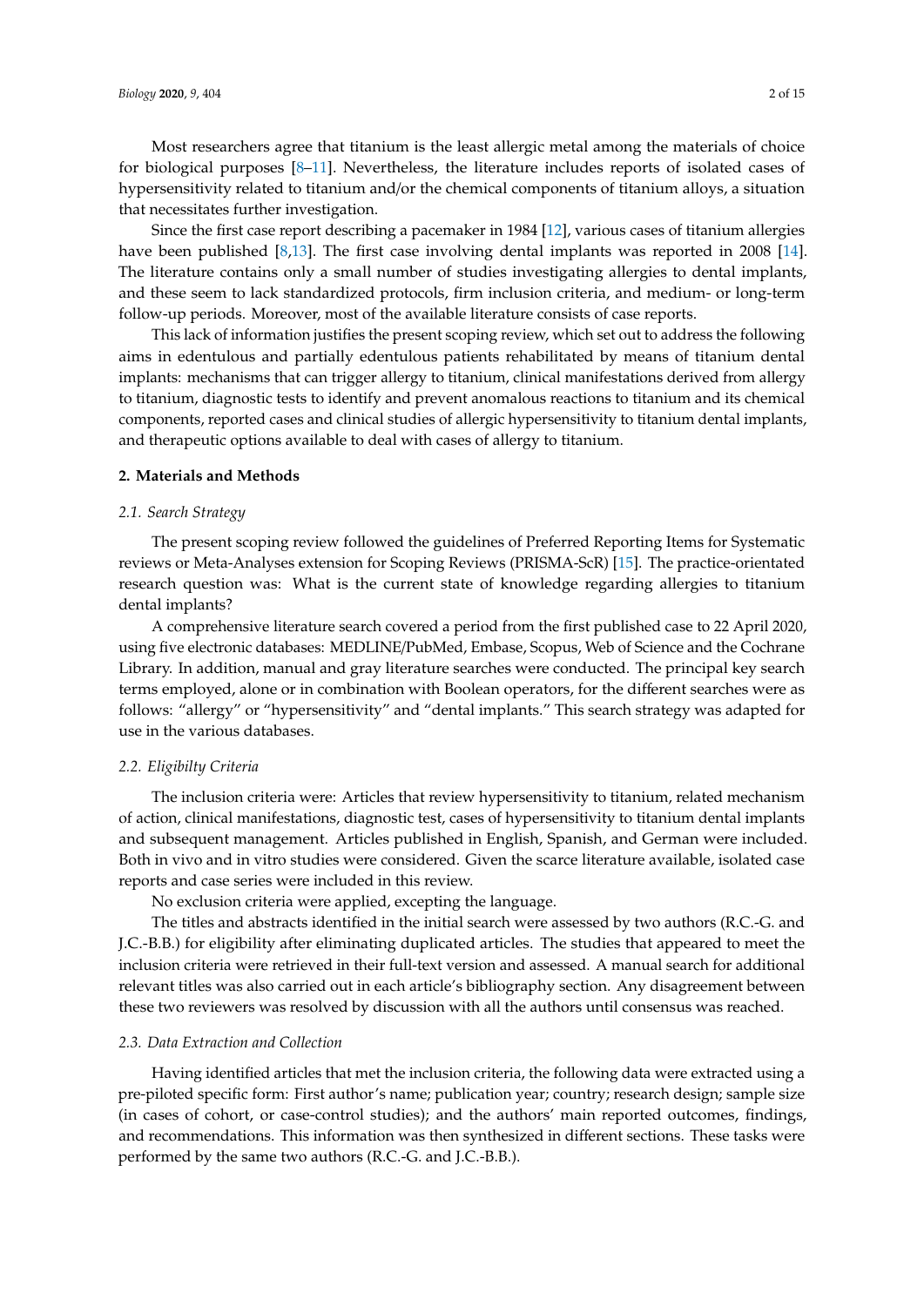Most researchers agree that titanium is the least allergic metal among the materials of choice for biological purposes [8–11]. Nevertheless, the literature includes reports of isolated cases of hypersensitivity related to titanium and/or the chemical components of titanium alloys, a situation that necessitates further investigation.

Since the first case report describing a pacemaker in 1984 [12], various cases of titanium allergies have been published [8,13]. The first case involving dental implants was reported in 2008 [14]. The literature contains only a small number of studies investigating allergies to dental implants, and these seem to lack standardized protocols, firm inclusion criteria, and medium- or long-term follow-up periods. Moreover, most of the available literature consists of case reports.

This lack of information justifies the present scoping review, which set out to address the following aims in edentulous and partially edentulous patients rehabilitated by means of titanium dental implants: mechanisms that can trigger allergy to titanium, clinical manifestations derived from allergy to titanium, diagnostic tests to identify and prevent anomalous reactions to titanium and its chemical components, reported cases and clinical studies of allergic hypersensitivity to titanium dental implants, and therapeutic options available to deal with cases of allergy to titanium.

## 2. Materials and Methods

### *2.1. Search Strategy*

The present scoping review followed the guidelines of Preferred Reporting Items for Systematic reviews or Meta-Analyses extension for Scoping Reviews (PRISMA-ScR) [15]. The practice-orientated research question was: What is the current state of knowledge regarding allergies to titanium dental implants?

A comprehensive literature search covered a period from the first published case to 22 April 2020, using five electronic databases: MEDLINE/PubMed, Embase, Scopus, Web of Science and the Cochrane Library. In addition, manual and gray literature searches were conducted. The principal key search terms employed, alone or in combination with Boolean operators, for the different searches were as follows: "allergy" or "hypersensitivity" and "dental implants." This search strategy was adapted for use in the various databases.

### *2.2. Eligibilty Criteria*

The inclusion criteria were: Articles that review hypersensitivity to titanium, related mechanism of action, clinical manifestations, diagnostic test, cases of hypersensitivity to titanium dental implants and subsequent management. Articles published in English, Spanish, and German were included. Both in vivo and in vitro studies were considered. Given the scarce literature available, isolated case reports and case series were included in this review.

No exclusion criteria were applied, excepting the language.

The titles and abstracts identified in the initial search were assessed by two authors (R.C.-G. and J.C.-B.B.) for eligibility after eliminating duplicated articles. The studies that appeared to meet the inclusion criteria were retrieved in their full-text version and assessed. A manual search for additional relevant titles was also carried out in each article's bibliography section. Any disagreement between these two reviewers was resolved by discussion with all the authors until consensus was reached.

### *2.3. Data Extraction and Collection*

Having identified articles that met the inclusion criteria, the following data were extracted using a pre-piloted specific form: First author's name; publication year; country; research design; sample size (in cases of cohort, or case-control studies); and the authors' main reported outcomes, findings, and recommendations. This information was then synthesized in different sections. These tasks were performed by the same two authors (R.C.-G. and J.C.-B.B.).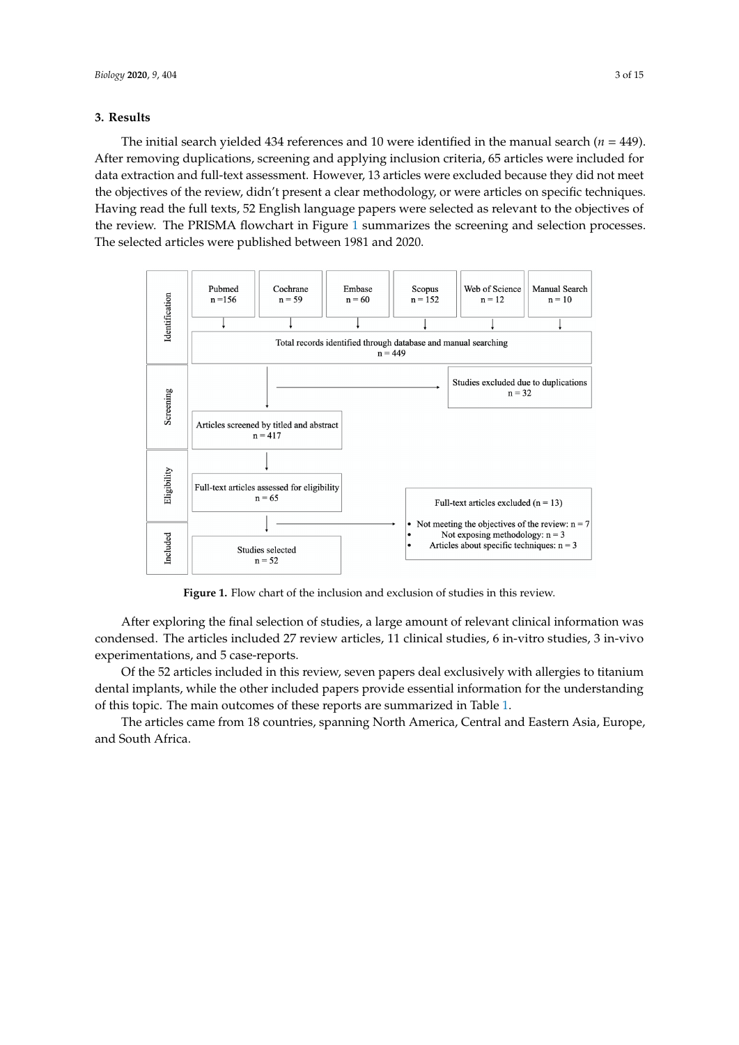## 3. Results

The initial search yielded 434 references and 10 were identified in the manual search ($n$ = 449). After removing duplications, screening and applying inclusion criteria, 65 articles were included for data extraction and full-text assessment. However, 13 articles were excluded because they did not meet the objectives of the review, didn't present a clear methodology, or were articles on specific techniques. Having read the full texts, 52 English language papers were selected as relevant to the objectives of the review. The PRISMA flowchart in Figure 1 summarizes the screening and selection processes. The selected articles were published between 1981 and 2020.

**Identification**

- Pubmed n = 156
- Cochrane n = 59
- Embase n = 60
- Scopus n = 152
- Web of Science n = 12
- Manual Search n = 10

Total records identified through database and manual searching n = 449

**Screening**

Studies excluded due to duplications n = 32

Articles screened by titled and abstract n = 417

**Eligibility**

Full-text articles assessed for eligibility n = 65

Full-text articles excluded (n = 13)

- Not meeting the objectives of the review: n = 7
- Not exposing methodology: n = 3
- Articles about specific techniques: n = 3

**Included**

Studies selected n = 52

**Figure 1.** Flow chart of the inclusion and exclusion of studies in this review.

After exploring the final selection of studies, a large amount of relevant clinical information was condensed. The articles included 27 review articles, 11 clinical studies, 6 in-vitro studies, 3 in-vivo experimentations, and 5 case-reports.

Of the 52 articles included in this review, seven papers deal exclusively with allergies to titanium dental implants, while the other included papers provide essential information for the understanding of this topic. The main outcomes of these reports are summarized in Table 1.

The articles came from 18 countries, spanning North America, Central and Eastern Asia, Europe, and South Africa.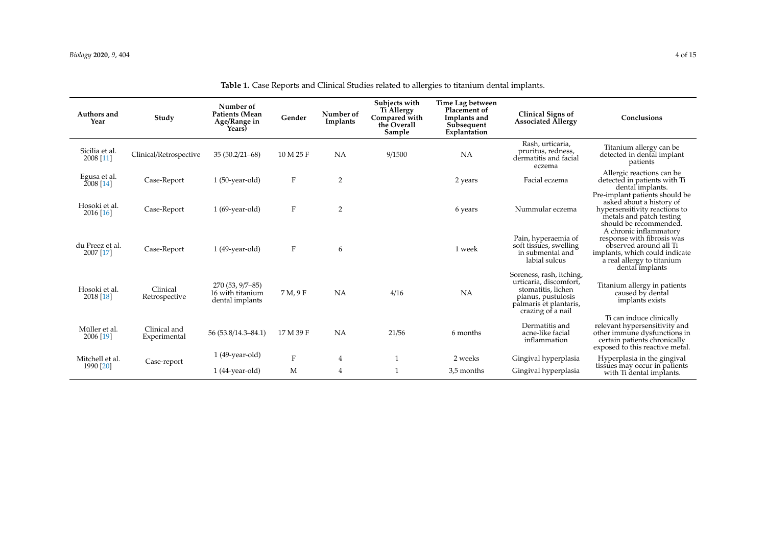**Table 1.** Case Reports and Clinical Studies related to allergies to titanium dental implants.

| Authors and Year | Study | Number of Patients (Mean Age/Range in Years) | Gender | Number of Implants | Subjects with Ti Allergy Compared with the Overall Sample | Time Lag between Placement of Implants and Subsequent Explantation | Clinical Signs of Associated Allergy | Conclusions |
|---|---|---|---|---|---|---|---|---|
| Sicilia et al. 2008 [11] | Clinical/Retrospective | 35 (50.2/21–68) | 10 M 25 F | NA | 9/1500 | NA | Rash, urticaria, pruritus, redness, dermatitis and facial eczema | Titanium allergy can be detected in dental implant patients |
| Egusa et al. 2008 [14] | Case-Report | 1 (50-year-old) | F | 2 | | 2 years | Facial eczema | Allergic reactions can be detected in patients with Ti dental implants. |
| Hosoki et al. 2016 [16] | Case-Report | 1 (69-year-old) | F | 2 | | 6 years | Nummular eczema | Pre-implant patients should be asked about a history of hypersensitivity reactions to metals and patch testing should be recommended. |
| du Preez et al. 2007 [17] | Case-Report | 1 (49-year-old) | F | 6 | | 1 week | Pain, hyperaemia of soft tissues, swelling in submental and labial sulcus | A chronic inflammatory response with fibrosis was observed around all Ti implants, which could indicate a real allergy to titanium dental implants |
| Hosoki et al. 2018 [18] | Clinical Retrospective | 270 (53, 9/7–85) 16 with titanium dental implants | 7 M, 9 F | NA | 4/16 | NA | Soreness, rash, itching, urticaria, discomfort, stomatitis, lichen planus, pustulosis palmaris et plantaris, crazing of a nail | Titanium allergy in patients caused by dental implants exists |
| Müller et al. 2006 [19] | Clinical and Experimental | 56 (53.8/14.3–84.1) | 17 M 39 F | NA | 21/56 | 6 months | Dermatitis and acne-like facial inflammation | Ti can induce clinically relevant hypersensitivity and other immune dysfunctions in certain patients chronically exposed to this reactive metal. |
| Mitchell et al. 1990 [20] | Case-report | 1 (49-year-old) | F | 4 | 1 | 2 weeks | Gingival hyperplasia | Hyperplasia in the gingival tissues may occur in patients with Ti dental implants. |
| | | 1 (44-year-old) | M | 4 | 1 | 3,5 months | Gingival hyperplasia | |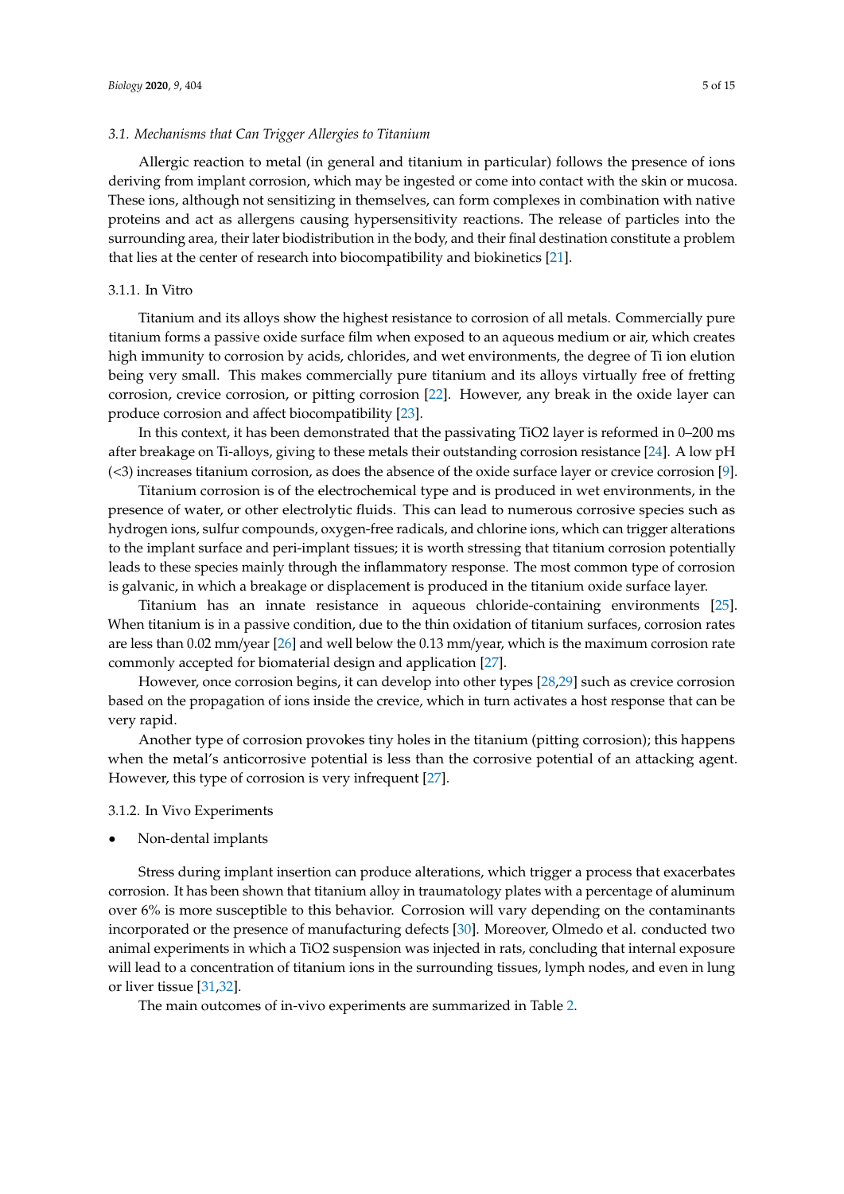### 3.1. Mechanisms that Can Trigger Allergies to Titanium

Allergic reaction to metal (in general and titanium in particular) follows the presence of ions deriving from implant corrosion, which may be ingested or come into contact with the skin or mucosa. These ions, although not sensitizing in themselves, can form complexes in combination with native proteins and act as allergens causing hypersensitivity reactions. The release of particles into the surrounding area, their later biodistribution in the body, and their final destination constitute a problem that lies at the center of research into biocompatibility and biokinetics [21].

#### 3.1.1. In Vitro

Titanium and its alloys show the highest resistance to corrosion of all metals. Commercially pure titanium forms a passive oxide surface film when exposed to an aqueous medium or air, which creates high immunity to corrosion by acids, chlorides, and wet environments, the degree of Ti ion elution being very small. This makes commercially pure titanium and its alloys virtually free of fretting corrosion, crevice corrosion, or pitting corrosion [22]. However, any break in the oxide layer can produce corrosion and affect biocompatibility [23].

In this context, it has been demonstrated that the passivating $TiO_2$ layer is reformed in 0–200 ms after breakage on Ti-alloys, giving to these metals their outstanding corrosion resistance [24]. A low pH (<3) increases titanium corrosion, as does the absence of the oxide surface layer or crevice corrosion [9].

Titanium corrosion is of the electrochemical type and is produced in wet environments, in the presence of water, or other electrolytic fluids. This can lead to numerous corrosive species such as hydrogen ions, sulfur compounds, oxygen-free radicals, and chlorine ions, which can trigger alterations to the implant surface and peri-implant tissues; it is worth stressing that titanium corrosion potentially leads to these species mainly through the inflammatory response. The most common type of corrosion is galvanic, in which a breakage or displacement is produced in the titanium oxide surface layer.

Titanium has an innate resistance in aqueous chloride-containing environments [25]. When titanium is in a passive condition, due to the thin oxidation of titanium surfaces, corrosion rates are less than 0.02 mm/year [26] and well below the 0.13 mm/year, which is the maximum corrosion rate commonly accepted for biomaterial design and application [27].

However, once corrosion begins, it can develop into other types [28,29] such as crevice corrosion based on the propagation of ions inside the crevice, which in turn activates a host response that can be very rapid.

Another type of corrosion provokes tiny holes in the titanium (pitting corrosion); this happens when the metal's anticorrosive potential is less than the corrosive potential of an attacking agent. However, this type of corrosion is very infrequent [27].

#### 3.1.2. In Vivo Experiments

- Non-dental implants

Stress during implant insertion can produce alterations, which trigger a process that exacerbates corrosion. It has been shown that titanium alloy in traumatology plates with a percentage of aluminum over 6% is more susceptible to this behavior. Corrosion will vary depending on the contaminants incorporated or the presence of manufacturing defects [30]. Moreover, Olmedo et al. conducted two animal experiments in which a $TiO_2$ suspension was injected in rats, concluding that internal exposure will lead to a concentration of titanium ions in the surrounding tissues, lymph nodes, and even in lung or liver tissue [31,32].

The main outcomes of in-vivo experiments are summarized in Table 2.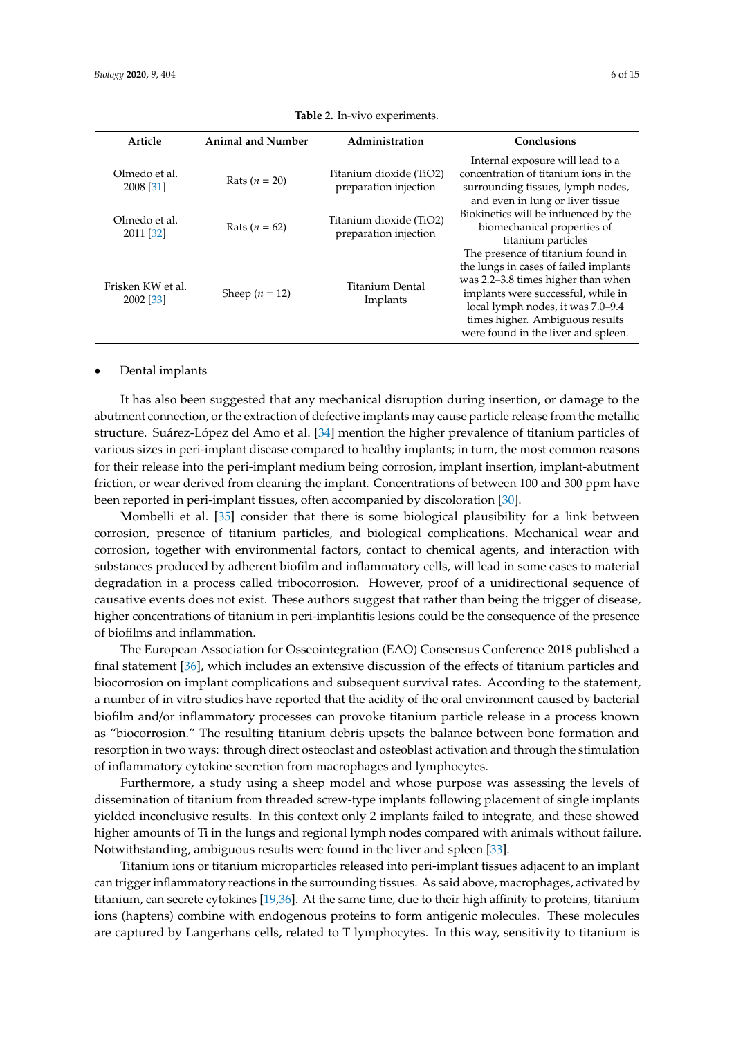**Table 2.** In-vivo experiments.

| Article | Animal and Number | Administration | Conclusions |
|---|---|---|---|
| Olmedo et al. 2008 [31] | Rats ($n$ = 20) | Titanium dioxide (TiO2) preparation injection | Internal exposure will lead to a concentration of titanium ions in the surrounding tissues, lymph nodes, and even in lung or liver tissue |
| Olmedo et al. 2011 [32] | Rats ($n$ = 62) | Titanium dioxide (TiO2) preparation injection | Biokinetics will be influenced by the biomechanical properties of titanium particles |
| Frisken KW et al. 2002 [33] | Sheep ($n$ = 12) | Titanium Dental Implants | The presence of titanium found in the lungs in cases of failed implants was 2.2–3.8 times higher than when implants were successful, while in local lymph nodes, it was 7.0–9.4 times higher. Ambiguous results were found in the liver and spleen. |

- Dental implants

It has also been suggested that any mechanical disruption during insertion, or damage to the abutment connection, or the extraction of defective implants may cause particle release from the metallic structure. Suárez-López del Amo et al. [34] mention the higher prevalence of titanium particles of various sizes in peri-implant disease compared to healthy implants; in turn, the most common reasons for their release into the peri-implant medium being corrosion, implant insertion, implant-abutment friction, or wear derived from cleaning the implant. Concentrations of between 100 and 300 ppm have been reported in peri-implant tissues, often accompanied by discoloration [30].

Mombelli et al. [35] consider that there is some biological plausibility for a link between corrosion, presence of titanium particles, and biological complications. Mechanical wear and corrosion, together with environmental factors, contact to chemical agents, and interaction with substances produced by adherent biofilm and inflammatory cells, will lead in some cases to material degradation in a process called tribocorrosion. However, proof of a unidirectional sequence of causative events does not exist. These authors suggest that rather than being the trigger of disease, higher concentrations of titanium in peri-implantitis lesions could be the consequence of the presence of biofilms and inflammation.

The European Association for Osseointegration (EAO) Consensus Conference 2018 published a final statement [36], which includes an extensive discussion of the effects of titanium particles and biocorrosion on implant complications and subsequent survival rates. According to the statement, a number of in vitro studies have reported that the acidity of the oral environment caused by bacterial biofilm and/or inflammatory processes can provoke titanium particle release in a process known as "biocorrosion." The resulting titanium debris upsets the balance between bone formation and resorption in two ways: through direct osteoclast and osteoblast activation and through the stimulation of inflammatory cytokine secretion from macrophages and lymphocytes.

Furthermore, a study using a sheep model and whose purpose was assessing the levels of dissemination of titanium from threaded screw-type implants following placement of single implants yielded inconclusive results. In this context only 2 implants failed to integrate, and these showed higher amounts of Ti in the lungs and regional lymph nodes compared with animals without failure. Notwithstanding, ambiguous results were found in the liver and spleen [33].

Titanium ions or titanium microparticles released into peri-implant tissues adjacent to an implant can trigger inflammatory reactions in the surrounding tissues. As said above, macrophages, activated by titanium, can secrete cytokines [19,36]. At the same time, due to their high affinity to proteins, titanium ions (haptens) combine with endogenous proteins to form antigenic molecules. These molecules are captured by Langerhans cells, related to T lymphocytes. In this way, sensitivity to titanium is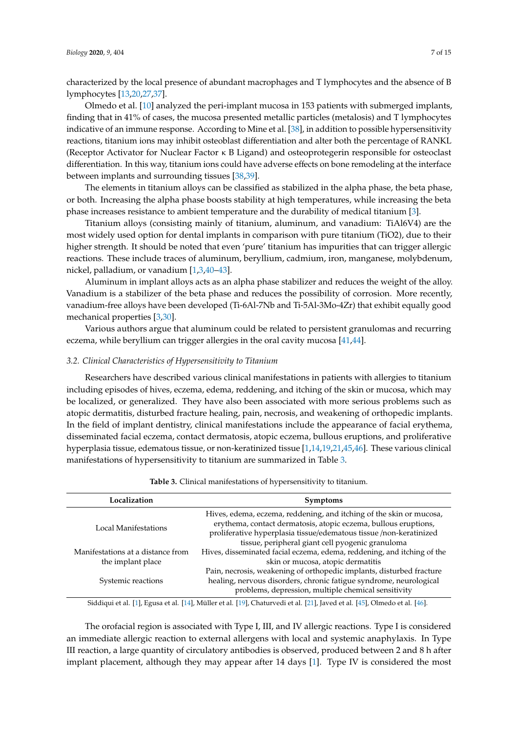characterized by the local presence of abundant macrophages and T lymphocytes and the absence of B lymphocytes [13,20,27,37].

Olmedo et al. [10] analyzed the peri-implant mucosa in 153 patients with submerged implants, finding that in 41% of cases, the mucosa presented metallic particles (metalosis) and T lymphocytes indicative of an immune response. According to Mine et al. [38], in addition to possible hypersensitivity reactions, titanium ions may inhibit osteoblast differentiation and alter both the percentage of RANKL (Receptor Activator for Nuclear Factor κ B Ligand) and osteoprotegerin responsible for osteoclast differentiation. In this way, titanium ions could have adverse effects on bone remodeling at the interface between implants and surrounding tissues [38,39].

The elements in titanium alloys can be classified as stabilized in the alpha phase, the beta phase, or both. Increasing the alpha phase boosts stability at high temperatures, while increasing the beta phase increases resistance to ambient temperature and the durability of medical titanium [3].

Titanium alloys (consisting mainly of titanium, aluminum, and vanadium: TiAl6V4) are the most widely used option for dental implants in comparison with pure titanium ($TiO_2$), due to their higher strength. It should be noted that even 'pure' titanium has impurities that can trigger allergic reactions. These include traces of aluminum, beryllium, cadmium, iron, manganese, molybdenum, nickel, palladium, or vanadium [1,3,40–43].

Aluminum in implant alloys acts as an alpha phase stabilizer and reduces the weight of the alloy. Vanadium is a stabilizer of the beta phase and reduces the possibility of corrosion. More recently, vanadium-free alloys have been developed (Ti-6Al-7Nb and Ti-5Al-3Mo-4Zr) that exhibit equally good mechanical properties [3,30].

Various authors argue that aluminum could be related to persistent granulomas and recurring eczema, while beryllium can trigger allergies in the oral cavity mucosa [41,44].

### 3.2. Clinical Characteristics of Hypersensitivity to Titanium

Researchers have described various clinical manifestations in patients with allergies to titanium including episodes of hives, eczema, edema, reddening, and itching of the skin or mucosa, which may be localized, or generalized. They have also been associated with more serious problems such as atopic dermatitis, disturbed fracture healing, pain, necrosis, and weakening of orthopedic implants. In the field of implant dentistry, clinical manifestations include the appearance of facial erythema, disseminated facial eczema, contact dermatosis, atopic eczema, bullous eruptions, and proliferative hyperplasia tissue, edematous tissue, or non-keratinized tissue [1,14,19,21,45,46]. These various clinical manifestations of hypersensitivity to titanium are summarized in Table 3.

**Table 3.** Clinical manifestations of hypersensitivity to titanium.

| Localization | Symptoms |
|---|---|
| Local Manifestations | Hives, edema, eczema, reddening, and itching of the skin or mucosa, erythema, contact dermatosis, atopic eczema, bullous eruptions, proliferative hyperplasia tissue/edematous tissue /non-keratinized tissue, peripheral giant cell pyogenic granuloma |
| Manifestations at a distance from the implant place | Hives, disseminated facial eczema, edema, reddening, and itching of the skin or mucosa, atopic dermatitis |
| Systemic reactions | Pain, necrosis, weakening of orthopedic implants, disturbed fracture healing, nervous disorders, chronic fatigue syndrome, neurological problems, depression, multiple chemical sensitivity |

Siddiqui et al. [1], Egusa et al. [14], Müller et al. [19], Chaturvedi et al. [21], Javed et al. [45], Olmedo et al. [46].

The orofacial region is associated with Type I, III, and IV allergic reactions. Type I is considered an immediate allergic reaction to external allergens with local and systemic anaphylaxis. In Type III reaction, a large quantity of circulatory antibodies is observed, produced between 2 and 8 h after implant placement, although they may appear after 14 days [1]. Type IV is considered the most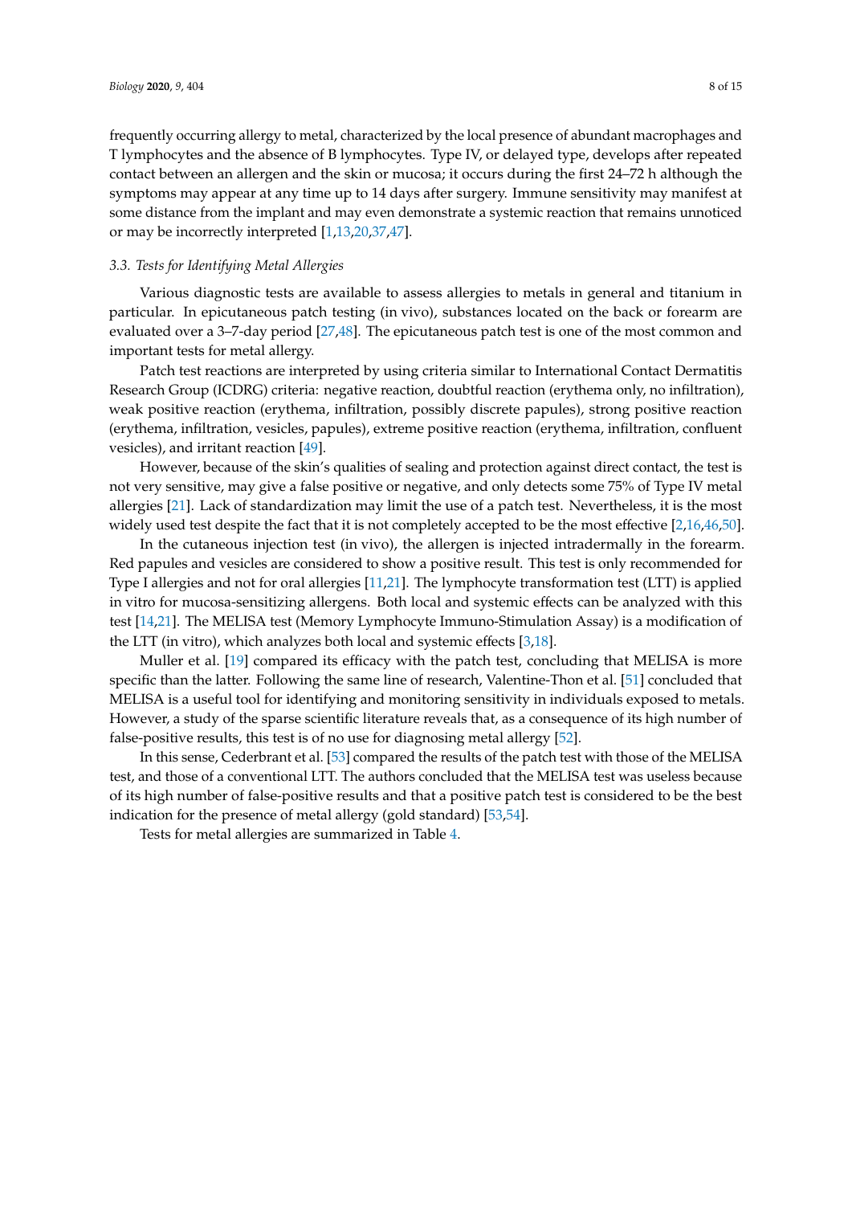frequently occurring allergy to metal, characterized by the local presence of abundant macrophages and T lymphocytes and the absence of B lymphocytes. Type IV, or delayed type, develops after repeated contact between an allergen and the skin or mucosa; it occurs during the first 24–72 h although the symptoms may appear at any time up to 14 days after surgery. Immune sensitivity may manifest at some distance from the implant and may even demonstrate a systemic reaction that remains unnoticed or may be incorrectly interpreted [1,13,20,37,47].

### 3.3. Tests for Identifying Metal Allergies

Various diagnostic tests are available to assess allergies to metals in general and titanium in particular. In epicutaneous patch testing (in vivo), substances located on the back or forearm are evaluated over a 3–7-day period [27,48]. The epicutaneous patch test is one of the most common and important tests for metal allergy.

Patch test reactions are interpreted by using criteria similar to International Contact Dermatitis Research Group (ICDRG) criteria: negative reaction, doubtful reaction (erythema only, no infiltration), weak positive reaction (erythema, infiltration, possibly discrete papules), strong positive reaction (erythema, infiltration, vesicles, papules), extreme positive reaction (erythema, infiltration, confluent vesicles), and irritant reaction [49].

However, because of the skin's qualities of sealing and protection against direct contact, the test is not very sensitive, may give a false positive or negative, and only detects some 75% of Type IV metal allergies [21]. Lack of standardization may limit the use of a patch test. Nevertheless, it is the most widely used test despite the fact that it is not completely accepted to be the most effective [2,16,46,50].

In the cutaneous injection test (in vivo), the allergen is injected intradermally in the forearm. Red papules and vesicles are considered to show a positive result. This test is only recommended for Type I allergies and not for oral allergies [11,21]. The lymphocyte transformation test (LTT) is applied in vitro for mucosa-sensitizing allergens. Both local and systemic effects can be analyzed with this test [14,21]. The MELISA test (Memory Lymphocyte Immuno-Stimulation Assay) is a modification of the LTT (in vitro), which analyzes both local and systemic effects [3,18].

Muller et al. [19] compared its efficacy with the patch test, concluding that MELISA is more specific than the latter. Following the same line of research, Valentine-Thon et al. [51] concluded that MELISA is a useful tool for identifying and monitoring sensitivity in individuals exposed to metals. However, a study of the sparse scientific literature reveals that, as a consequence of its high number of false-positive results, this test is of no use for diagnosing metal allergy [52].

In this sense, Cederbrant et al. [53] compared the results of the patch test with those of the MELISA test, and those of a conventional LTT. The authors concluded that the MELISA test was useless because of its high number of false-positive results and that a positive patch test is considered to be the best indication for the presence of metal allergy (gold standard) [53,54].

Tests for metal allergies are summarized in Table 4.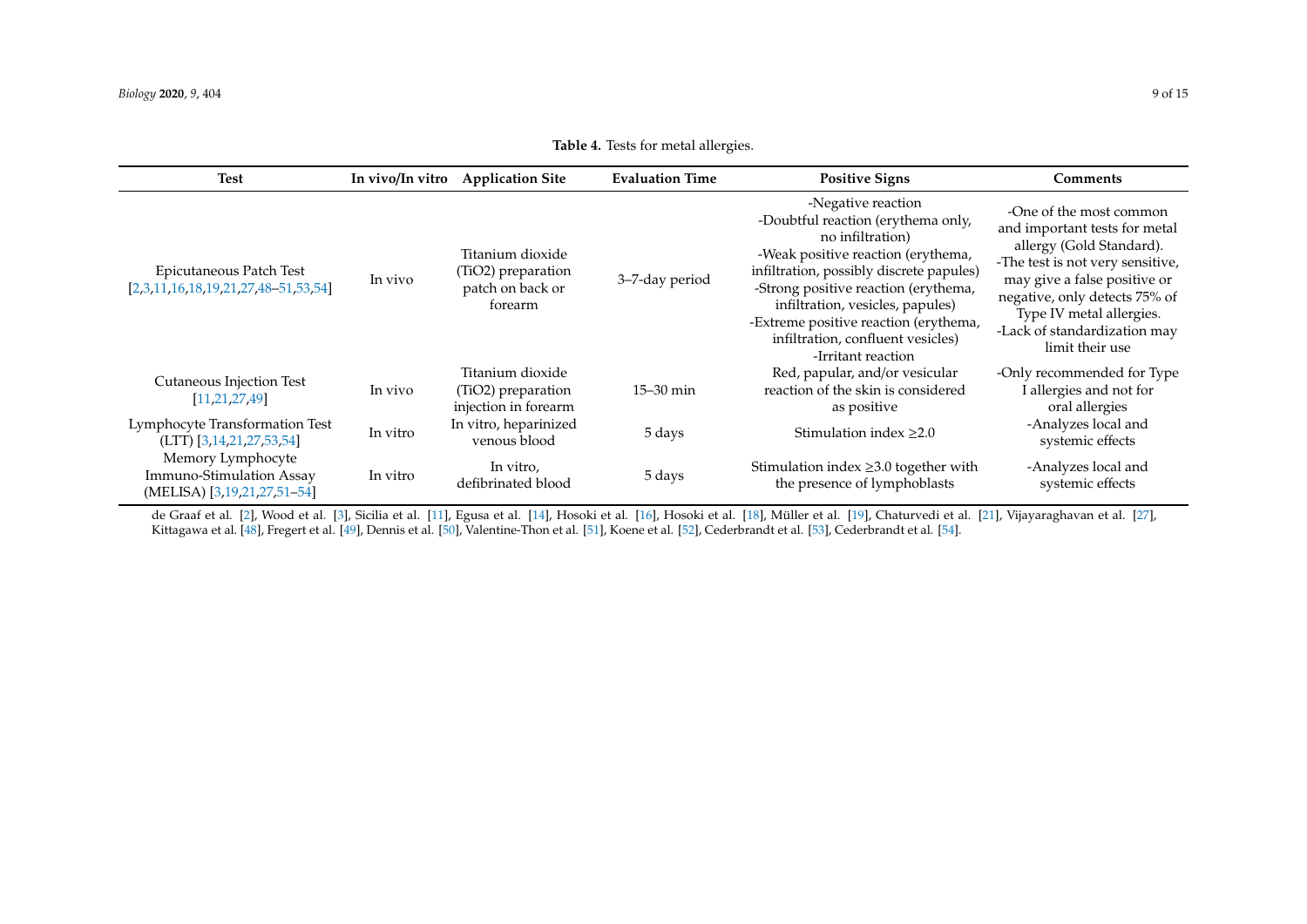**Table 4.** Tests for metal allergies.

| Test | In vivo/In vitro | Application Site | Evaluation Time | Positive Signs | Comments |
|---|---|---|---|---|---|
| Epicutaneous Patch Test [2,3,11,16,18,19,21,27,48–51,53,54] | In vivo | Titanium dioxide ($TiO_2$) preparation patch on back or forearm | 3–7-day period | -Negative reaction<br>-Doubtful reaction (erythema only, no infiltration)<br>-Weak positive reaction (erythema, infiltration, possibly discrete papules)<br>-Strong positive reaction (erythema, infiltration, vesicles, papules)<br>-Extreme positive reaction (erythema, infiltration, confluent vesicles)<br>-Irritant reaction | -One of the most common and important tests for metal allergy (Gold Standard).<br>-The test is not very sensitive, may give a false positive or negative, only detects 75% of Type IV metal allergies.<br>-Lack of standardization may limit their use |
| Cutaneous Injection Test [11,21,27,49] | In vivo | Titanium dioxide ($TiO_2$) preparation injection in forearm | 15–30 min | Red, papular, and/or vesicular reaction of the skin is considered as positive | -Only recommended for Type I allergies and not for oral allergies |
| Lymphocyte Transformation Test (LTT) [3,14,21,27,53,54] | In vitro | In vitro, heparinized venous blood | 5 days | Stimulation index $\geq 2.0$ | -Analyzes local and systemic effects |
| Memory Lymphocyte Immuno-Stimulation Assay (MELISA) [3,19,21,27,51–54] | In vitro | In vitro, defibrinated blood | 5 days | Stimulation index $\geq 3.0$ together with the presence of lymphoblasts | -Analyzes local and systemic effects |

de Graaf et al. [2], Wood et al. [3], Sicilia et al. [11], Egusa et al. [14], Hosoki et al. [16], Hosoki et al. [18], Müller et al. [19], Chaturvedi et al. [21], Vijayaraghavan et al. [27], Kittagawa et al. [48], Fregert et al. [49], Dennis et al. [50], Valentine-Thon et al. [51], Koene et al. [52], Cederbrandt et al. [53], Cederbrandt et al. [54].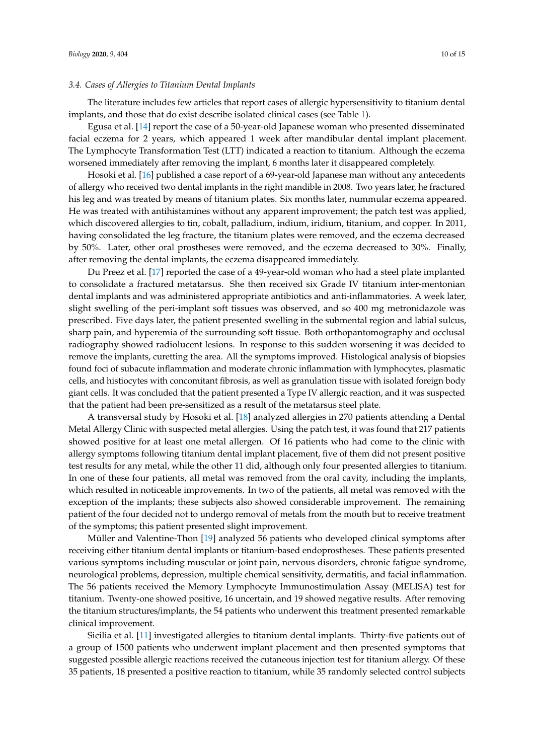### 3.4. Cases of Allergies to Titanium Dental Implants

The literature includes few articles that report cases of allergic hypersensitivity to titanium dental implants, and those that do exist describe isolated clinical cases (see Table 1).

Egusa et al. [14] report the case of a 50-year-old Japanese woman who presented disseminated facial eczema for 2 years, which appeared 1 week after mandibular dental implant placement. The Lymphocyte Transformation Test (LTT) indicated a reaction to titanium. Although the eczema worsened immediately after removing the implant, 6 months later it disappeared completely.

Hosoki et al. [16] published a case report of a 69-year-old Japanese man without any antecedents of allergy who received two dental implants in the right mandible in 2008. Two years later, he fractured his leg and was treated by means of titanium plates. Six months later, nummular eczema appeared. He was treated with antihistamines without any apparent improvement; the patch test was applied, which discovered allergies to tin, cobalt, palladium, indium, iridium, titanium, and copper. In 2011, having consolidated the leg fracture, the titanium plates were removed, and the eczema decreased by 50%. Later, other oral prostheses were removed, and the eczema decreased to 30%. Finally, after removing the dental implants, the eczema disappeared immediately.

Du Preez et al. [17] reported the case of a 49-year-old woman who had a steel plate implanted to consolidate a fractured metatarsus. She then received six Grade IV titanium inter-mentonian dental implants and was administered appropriate antibiotics and anti-inflammatories. A week later, slight swelling of the peri-implant soft tissues was observed, and so 400 mg metronidazole was prescribed. Five days later, the patient presented swelling in the submental region and labial sulcus, sharp pain, and hyperemia of the surrounding soft tissue. Both orthopantomography and occlusal radiography showed radiolucent lesions. In response to this sudden worsening it was decided to remove the implants, curetting the area. All the symptoms improved. Histological analysis of biopsies found foci of subacute inflammation and moderate chronic inflammation with lymphocytes, plasmatic cells, and histiocytes with concomitant fibrosis, as well as granulation tissue with isolated foreign body giant cells. It was concluded that the patient presented a Type IV allergic reaction, and it was suspected that the patient had been pre-sensitized as a result of the metatarsus steel plate.

A transversal study by Hosoki et al. [18] analyzed allergies in 270 patients attending a Dental Metal Allergy Clinic with suspected metal allergies. Using the patch test, it was found that 217 patients showed positive for at least one metal allergen. Of 16 patients who had come to the clinic with allergy symptoms following titanium dental implant placement, five of them did not present positive test results for any metal, while the other 11 did, although only four presented allergies to titanium. In one of these four patients, all metal was removed from the oral cavity, including the implants, which resulted in noticeable improvements. In two of the patients, all metal was removed with the exception of the implants; these subjects also showed considerable improvement. The remaining patient of the four decided not to undergo removal of metals from the mouth but to receive treatment of the symptoms; this patient presented slight improvement.

Müller and Valentine-Thon [19] analyzed 56 patients who developed clinical symptoms after receiving either titanium dental implants or titanium-based endoprostheses. These patients presented various symptoms including muscular or joint pain, nervous disorders, chronic fatigue syndrome, neurological problems, depression, multiple chemical sensitivity, dermatitis, and facial inflammation. The 56 patients received the Memory Lymphocyte Immunostimulation Assay (MELISA) test for titanium. Twenty-one showed positive, 16 uncertain, and 19 showed negative results. After removing the titanium structures/implants, the 54 patients who underwent this treatment presented remarkable clinical improvement.

Sicilia et al. [11] investigated allergies to titanium dental implants. Thirty-five patients out of a group of 1500 patients who underwent implant placement and then presented symptoms that suggested possible allergic reactions received the cutaneous injection test for titanium allergy. Of these 35 patients, 18 presented a positive reaction to titanium, while 35 randomly selected control subjects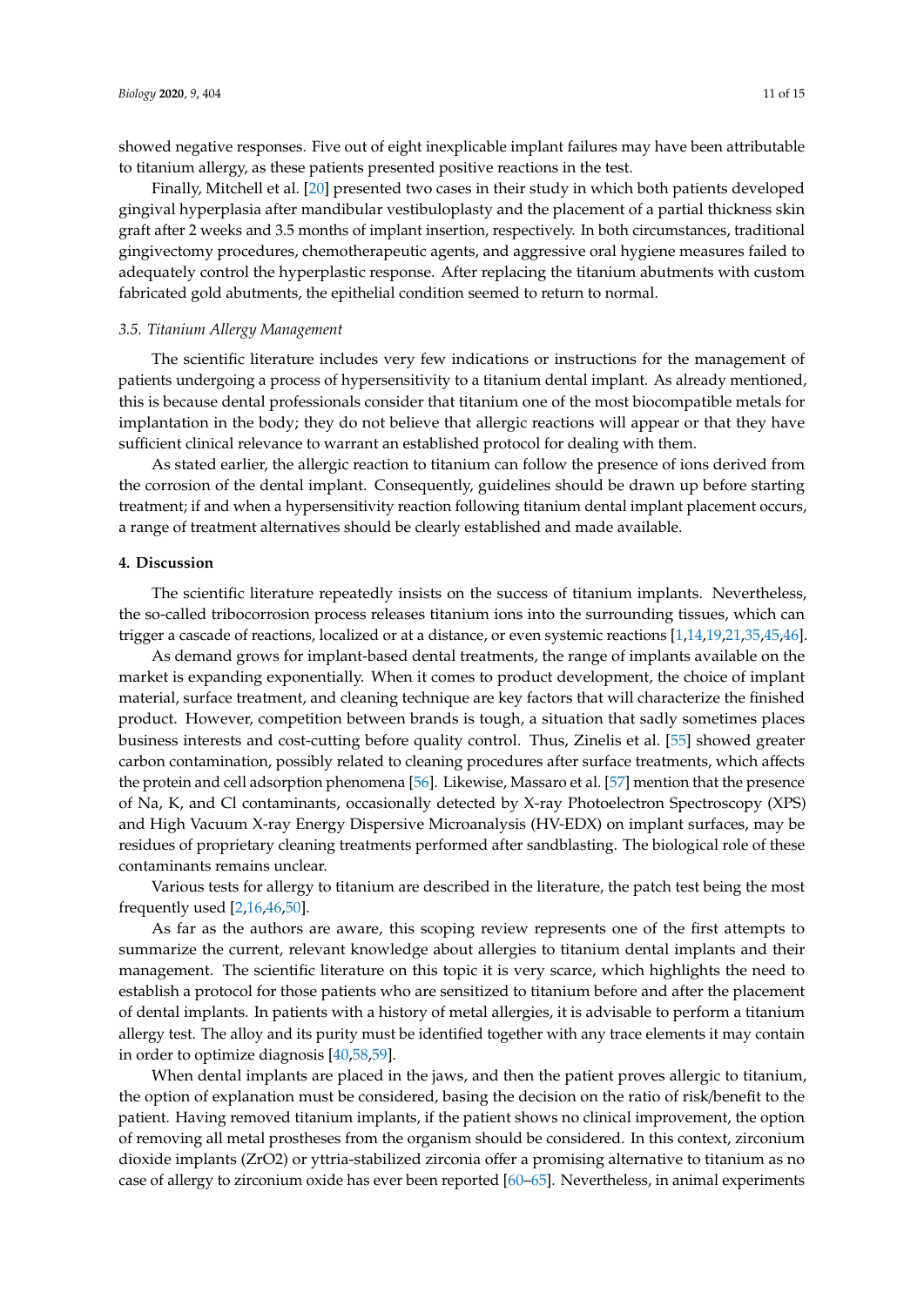showed negative responses. Five out of eight inexplicable implant failures may have been attributable to titanium allergy, as these patients presented positive reactions in the test.

Finally, Mitchell et al. [20] presented two cases in their study in which both patients developed gingival hyperplasia after mandibular vestibuloplasty and the placement of a partial thickness skin graft after 2 weeks and 3.5 months of implant insertion, respectively. In both circumstances, traditional gingivectomy procedures, chemotherapeutic agents, and aggressive oral hygiene measures failed to adequately control the hyperplastic response. After replacing the titanium abutments with custom fabricated gold abutments, the epithelial condition seemed to return to normal.

### *3.5. Titanium Allergy Management*

The scientific literature includes very few indications or instructions for the management of patients undergoing a process of hypersensitivity to a titanium dental implant. As already mentioned, this is because dental professionals consider that titanium one of the most biocompatible metals for implantation in the body; they do not believe that allergic reactions will appear or that they have sufficient clinical relevance to warrant an established protocol for dealing with them.

As stated earlier, the allergic reaction to titanium can follow the presence of ions derived from the corrosion of the dental implant. Consequently, guidelines should be drawn up before starting treatment; if and when a hypersensitivity reaction following titanium dental implant placement occurs, a range of treatment alternatives should be clearly established and made available.

## **4. Discussion**

The scientific literature repeatedly insists on the success of titanium implants. Nevertheless, the so-called tribocorrosion process releases titanium ions into the surrounding tissues, which can trigger a cascade of reactions, localized or at a distance, or even systemic reactions [1,14,19,21,35,45,46].

As demand grows for implant-based dental treatments, the range of implants available on the market is expanding exponentially. When it comes to product development, the choice of implant material, surface treatment, and cleaning technique are key factors that will characterize the finished product. However, competition between brands is tough, a situation that sadly sometimes places business interests and cost-cutting before quality control. Thus, Zinelis et al. [55] showed greater carbon contamination, possibly related to cleaning procedures after surface treatments, which affects the protein and cell adsorption phenomena [56]. Likewise, Massaro et al. [57] mention that the presence of Na, K, and Cl contaminants, occasionally detected by X-ray Photoelectron Spectroscopy (XPS) and High Vacuum X-ray Energy Dispersive Microanalysis (HV-EDX) on implant surfaces, may be residues of proprietary cleaning treatments performed after sandblasting. The biological role of these contaminants remains unclear.

Various tests for allergy to titanium are described in the literature, the patch test being the most frequently used [2,16,46,50].

As far as the authors are aware, this scoping review represents one of the first attempts to summarize the current, relevant knowledge about allergies to titanium dental implants and their management. The scientific literature on this topic it is very scarce, which highlights the need to establish a protocol for those patients who are sensitized to titanium before and after the placement of dental implants. In patients with a history of metal allergies, it is advisable to perform a titanium allergy test. The alloy and its purity must be identified together with any trace elements it may contain in order to optimize diagnosis [40,58,59].

When dental implants are placed in the jaws, and then the patient proves allergic to titanium, the option of explanation must be considered, basing the decision on the ratio of risk/benefit to the patient. Having removed titanium implants, if the patient shows no clinical improvement, the option of removing all metal prostheses from the organism should be considered. In this context, zirconium dioxide implants ($ZrO2$) or yttria-stabilized zirconia offer a promising alternative to titanium as no case of allergy to zirconium oxide has ever been reported [60–65]. Nevertheless, in animal experiments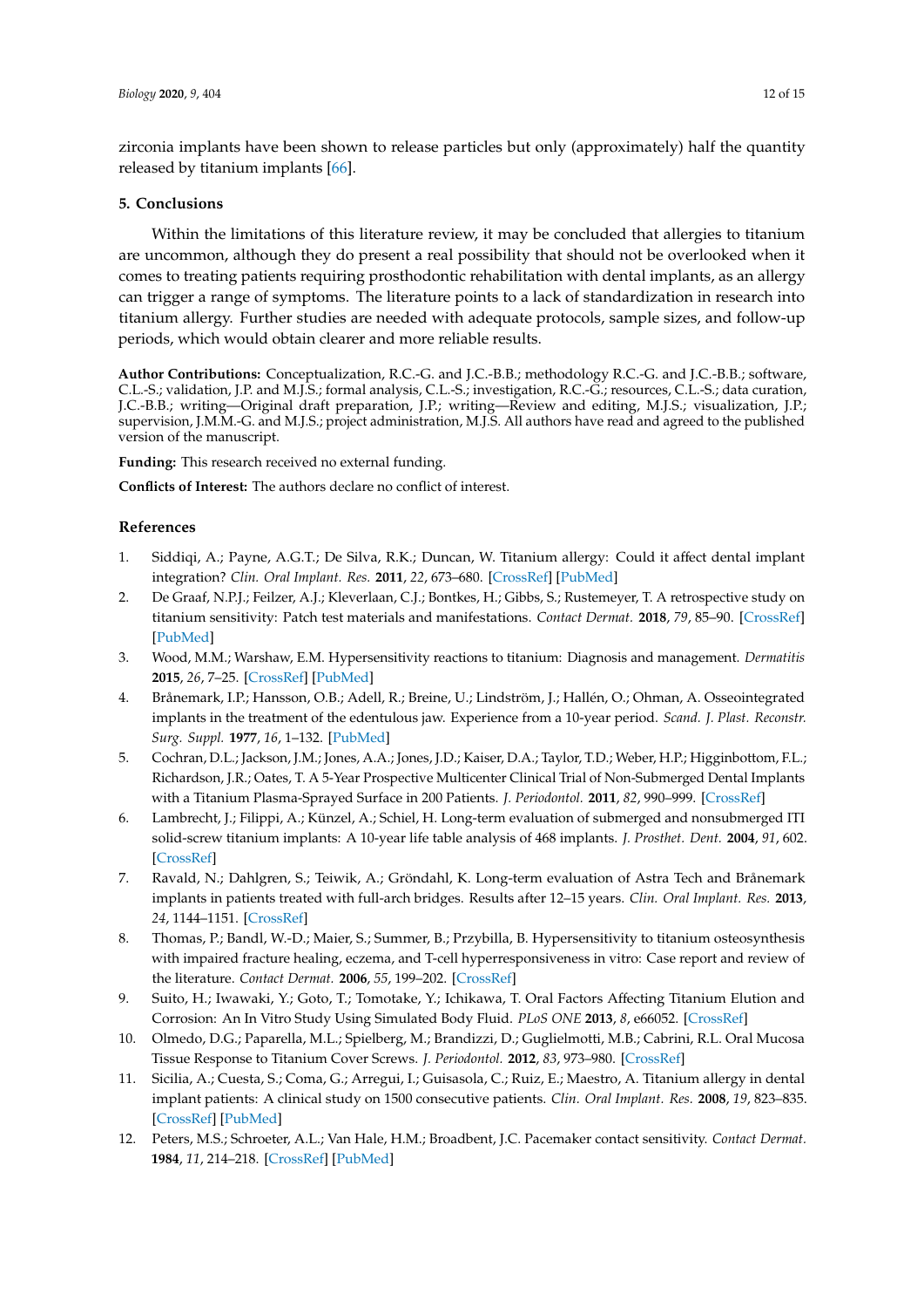zirconia implants have been shown to release particles but only (approximately) half the quantity released by titanium implants [66].

## 5. Conclusions

Within the limitations of this literature review, it may be concluded that allergies to titanium are uncommon, although they do present a real possibility that should not be overlooked when it comes to treating patients requiring prosthodontic rehabilitation with dental implants, as an allergy can trigger a range of symptoms. The literature points to a lack of standardization in research into titanium allergy. Further studies are needed with adequate protocols, sample sizes, and follow-up periods, which would obtain clearer and more reliable results.

**Author Contributions:** Conceptualization, R.C.-G. and J.C.-B.B.; methodology R.C.-G. and J.C.-B.B.; software, C.L.-S.; validation, J.P. and M.J.S.; formal analysis, C.L.-S.; investigation, R.C.-G.; resources, C.L.-S.; data curation, J.C.-B.B.; writing—Original draft preparation, J.P.; writing—Review and editing, M.J.S.; visualization, J.P.; supervision, J.M.M.-G. and M.J.S.; project administration, M.J.S. All authors have read and agreed to the published version of the manuscript.

**Funding:** This research received no external funding.

**Conflicts of Interest:** The authors declare no conflict of interest.

## References

1. Siddiqi, A.; Payne, A.G.T.; De Silva, R.K.; Duncan, W. Titanium allergy: Could it affect dental implant integration? *Clin. Oral Implant. Res.* **2011**, *22*, 673–680. [CrossRef] [PubMed]
2. De Graaf, N.P.J.; Feilzer, A.J.; Kleverlaan, C.J.; Bontkes, H.; Gibbs, S.; Rustemeyer, T. A retrospective study on titanium sensitivity: Patch test materials and manifestations. *Contact Dermat.* **2018**, *79*, 85–90. [CrossRef] [PubMed]
3. Wood, M.M.; Warshaw, E.M. Hypersensitivity reactions to titanium: Diagnosis and management. *Dermatitis* **2015**, *26*, 7–25. [CrossRef] [PubMed]
4. Brånemark, I.P.; Hansson, O.B.; Adell, R.; Breine, U.; Lindström, J.; Hallén, O.; Ohman, A. Osseointegrated implants in the treatment of the edentulous jaw. Experience from a 10-year period. *Scand. J. Plast. Reconstr. Surg. Suppl.* **1977**, *16*, 1–132. [PubMed]
5. Cochran, D.L.; Jackson, J.M.; Jones, A.A.; Jones, J.D.; Kaiser, D.A.; Taylor, T.D.; Weber, H.P.; Higginbottom, F.L.; Richardson, J.R.; Oates, T. A 5-Year Prospective Multicenter Clinical Trial of Non-Submerged Dental Implants with a Titanium Plasma-Sprayed Surface in 200 Patients. *J. Periodontol.* **2011**, *82*, 990–999. [CrossRef]
6. Lambrecht, J.; Filippi, A.; Künzel, A.; Schiel, H. Long-term evaluation of submerged and nonsubmerged ITI solid-screw titanium implants: A 10-year life table analysis of 468 implants. *J. Prosthet. Dent.* **2004**, *91*, 602. [CrossRef]
7. Ravald, N.; Dahlgren, S.; Teiwik, A.; Gröndahl, K. Long-term evaluation of Astra Tech and Brånemark implants in patients treated with full-arch bridges. Results after 12–15 years. *Clin. Oral Implant. Res.* **2013**, *24*, 1144–1151. [CrossRef]
8. Thomas, P.; Bandl, W.-D.; Maier, S.; Summer, B.; Przybilla, B. Hypersensitivity to titanium osteosynthesis with impaired fracture healing, eczema, and T-cell hyperresponsiveness in vitro: Case report and review of the literature. *Contact Dermat.* **2006**, *55*, 199–202. [CrossRef]
9. Suito, H.; Iwawaki, Y.; Goto, T.; Tomotake, Y.; Ichikawa, T. Oral Factors Affecting Titanium Elution and Corrosion: An In Vitro Study Using Simulated Body Fluid. *PLoS ONE* **2013**, *8*, e66052. [CrossRef]
10. Olmedo, D.G.; Paparella, M.L.; Spielberg, M.; Brandizzi, D.; Guglielmotti, M.B.; Cabrini, R.L. Oral Mucosa Tissue Response to Titanium Cover Screws. *J. Periodontol.* **2012**, *83*, 973–980. [CrossRef]
11. Sicilia, A.; Cuesta, S.; Coma, G.; Arregui, I.; Guisasola, C.; Ruiz, E.; Maestro, A. Titanium allergy in dental implant patients: A clinical study on 1500 consecutive patients. *Clin. Oral Implant. Res.* **2008**, *19*, 823–835. [CrossRef] [PubMed]
12. Peters, M.S.; Schroeter, A.L.; Van Hale, H.M.; Broadbent, J.C. Pacemaker contact sensitivity. *Contact Dermat.* **1984**, *11*, 214–218. [CrossRef] [PubMed]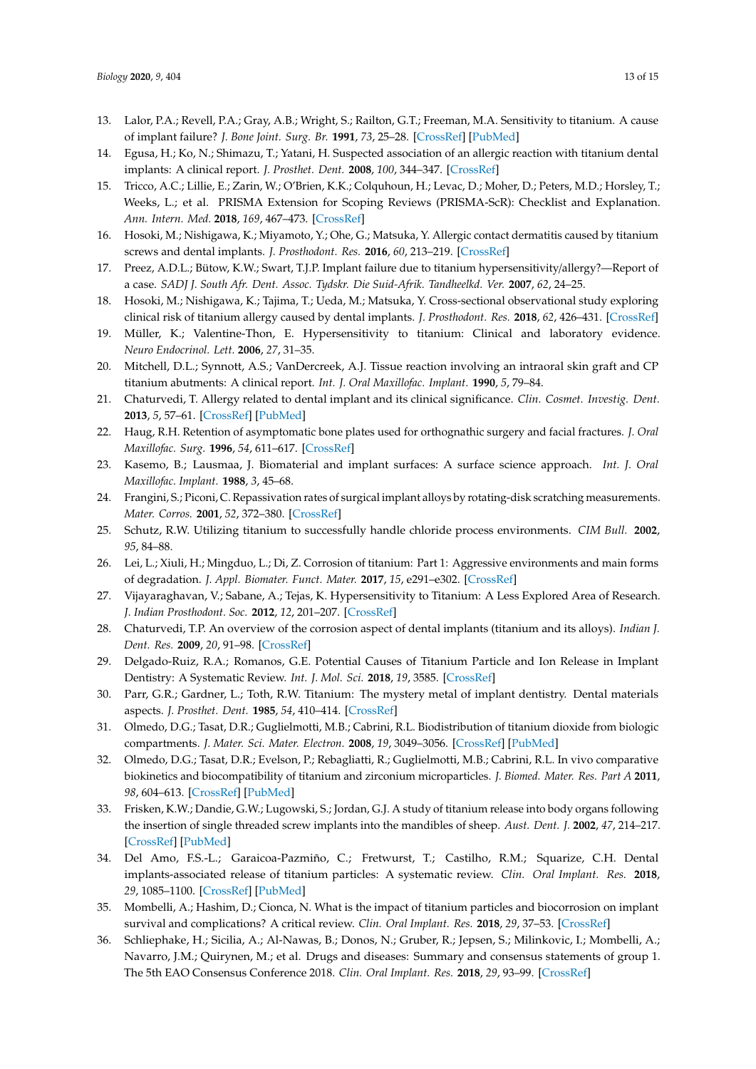13. Lalor, P.A.; Revell, P.A.; Gray, A.B.; Wright, S.; Railton, G.T.; Freeman, M.A. Sensitivity to titanium. A cause of implant failure? *J. Bone Joint. Surg. Br.* **1991**, *73*, 25–28. [CrossRef] [PubMed]
14. Egusa, H.; Ko, N.; Shimazu, T.; Yatani, H. Suspected association of an allergic reaction with titanium dental implants: A clinical report. *J. Prosthet. Dent.* **2008**, *100*, 344–347. [CrossRef]
15. Tricco, A.C.; Lillie, E.; Zarin, W.; O'Brien, K.K.; Colquhoun, H.; Levac, D.; Moher, D.; Peters, M.D.; Horsley, T.; Weeks, L.; et al. PRISMA Extension for Scoping Reviews (PRISMA-ScR): Checklist and Explanation. *Ann. Intern. Med.* **2018**, *169*, 467–473. [CrossRef]
16. Hosoki, M.; Nishigawa, K.; Miyamoto, Y.; Ohe, G.; Matsuka, Y. Allergic contact dermatitis caused by titanium screws and dental implants. *J. Prosthodont. Res.* **2016**, *60*, 213–219. [CrossRef]
17. Preez, A.D.L.; Bütow, K.W.; Swart, T.J.P. Implant failure due to titanium hypersensitivity/allergy?—Report of a case. *SADJ J. South Afr. Dent. Assoc. Tydskr. Die Suid-Afrik. Tandheelkd. Ver.* **2007**, *62*, 24–25.
18. Hosoki, M.; Nishigawa, K.; Tajima, T.; Ueda, M.; Matsuka, Y. Cross-sectional observational study exploring clinical risk of titanium allergy caused by dental implants. *J. Prosthodont. Res.* **2018**, *62*, 426–431. [CrossRef]
19. Müller, K.; Valentine-Thon, E. Hypersensitivity to titanium: Clinical and laboratory evidence. *Neuro Endocrinol. Lett.* **2006**, *27*, 31–35.
20. Mitchell, D.L.; Synnott, A.S.; VanDercreek, A.J. Tissue reaction involving an intraoral skin graft and CP titanium abutments: A clinical report. *Int. J. Oral Maxillofac. Implant.* **1990**, *5*, 79–84.
21. Chaturvedi, T. Allergy related to dental implant and its clinical significance. *Clin. Cosmet. Investig. Dent.* **2013**, *5*, 57–61. [CrossRef] [PubMed]
22. Haug, R.H. Retention of asymptomatic bone plates used for orthognathic surgery and facial fractures. *J. Oral Maxillofac. Surg.* **1996**, *54*, 611–617. [CrossRef]
23. Kasemo, B.; Lausmaa, J. Biomaterial and implant surfaces: A surface science approach. *Int. J. Oral Maxillofac. Implant.* **1988**, *3*, 45–68.
24. Frangini, S.; Piconi, C. Repassivation rates of surgical implant alloys by rotating-disk scratching measurements. *Mater. Corros.* **2001**, *52*, 372–380. [CrossRef]
25. Schutz, R.W. Utilizing titanium to successfully handle chloride process environments. *CIM Bull.* **2002**, *95*, 84–88.
26. Lei, L.; Xiuli, H.; Mingduo, L.; Di, Z. Corrosion of titanium: Part 1: Aggressive environments and main forms of degradation. *J. Appl. Biomater. Funct. Mater.* **2017**, *15*, e291–e302. [CrossRef]
27. Vijayaraghavan, V.; Sabane, A.; Tejas, K. Hypersensitivity to Titanium: A Less Explored Area of Research. *J. Indian Prosthodont. Soc.* **2012**, *12*, 201–207. [CrossRef]
28. Chaturvedi, T.P. An overview of the corrosion aspect of dental implants (titanium and its alloys). *Indian J. Dent. Res.* **2009**, *20*, 91–98. [CrossRef]
29. Delgado-Ruiz, R.A.; Romanos, G.E. Potential Causes of Titanium Particle and Ion Release in Implant Dentistry: A Systematic Review. *Int. J. Mol. Sci.* **2018**, *19*, 3585. [CrossRef]
30. Parr, G.R.; Gardner, L.; Toth, R.W. Titanium: The mystery metal of implant dentistry. Dental materials aspects. *J. Prosthet. Dent.* **1985**, *54*, 410–414. [CrossRef]
31. Olmedo, D.G.; Tasat, D.R.; Guglielmotti, M.B.; Cabrini, R.L. Biodistribution of titanium dioxide from biologic compartments. *J. Mater. Sci. Mater. Electron.* **2008**, *19*, 3049–3056. [CrossRef] [PubMed]
32. Olmedo, D.G.; Tasat, D.R.; Evelson, P.; Rebagliatti, R.; Guglielmotti, M.B.; Cabrini, R.L. In vivo comparative biokinetics and biocompatibility of titanium and zirconium microparticles. *J. Biomed. Mater. Res. Part A* **2011**, *98*, 604–613. [CrossRef] [PubMed]
33. Frisken, K.W.; Dandie, G.W.; Lugowski, S.; Jordan, G.J. A study of titanium release into body organs following the insertion of single threaded screw implants into the mandibles of sheep. *Aust. Dent. J.* **2002**, *47*, 214–217. [CrossRef] [PubMed]
34. Del Amo, F.S.-L.; Garaicoa-Pazmiño, C.; Fretwurst, T.; Castilho, R.M.; Squarize, C.H. Dental implants-associated release of titanium particles: A systematic review. *Clin. Oral Implant. Res.* **2018**, *29*, 1085–1100. [CrossRef] [PubMed]
35. Mombelli, A.; Hashim, D.; Cionca, N. What is the impact of titanium particles and biocorrosion on implant survival and complications? A critical review. *Clin. Oral Implant. Res.* **2018**, *29*, 37–53. [CrossRef]
36. Schliephake, H.; Sicilia, A.; Al-Nawas, B.; Donos, N.; Gruber, R.; Jepsen, S.; Milinkovic, I.; Mombelli, A.; Navarro, J.M.; Quirynen, M.; et al. Drugs and diseases: Summary and consensus statements of group 1. The 5th EAO Consensus Conference 2018. *Clin. Oral Implant. Res.* **2018**, *29*, 93–99. [CrossRef]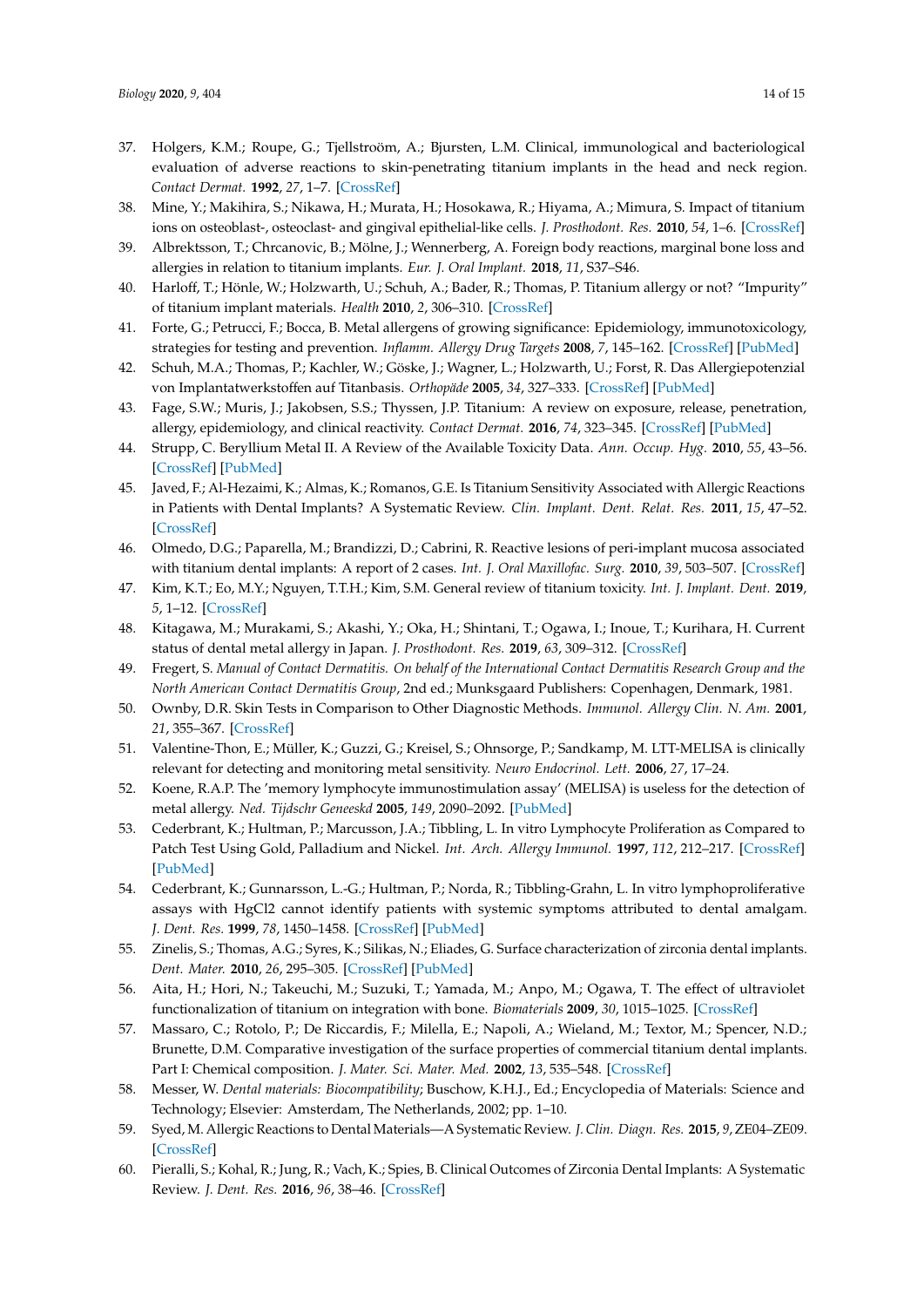37. Holgers, K.M.; Roupe, G.; Tjellstroöm, A.; Bjursten, L.M. Clinical, immunological and bacteriological evaluation of adverse reactions to skin-penetrating titanium implants in the head and neck region. *Contact Dermat.* **1992**, *27*, 1–7. [CrossRef]
38. Mine, Y.; Makihira, S.; Nikawa, H.; Murata, H.; Hosokawa, R.; Hiyama, A.; Mimura, S. Impact of titanium ions on osteoblast-, osteoclast- and gingival epithelial-like cells. *J. Prosthodont. Res.* **2010**, *54*, 1–6. [CrossRef]
39. Albrektsson, T.; Chrcanovic, B.; Mölne, J.; Wennerberg, A. Foreign body reactions, marginal bone loss and allergies in relation to titanium implants. *Eur. J. Oral Implant.* **2018**, *11*, S37–S46.
40. Harloff, T.; Hönle, W.; Holzwarth, U.; Schuh, A.; Bader, R.; Thomas, P. Titanium allergy or not? "Impurity" of titanium implant materials. *Health* **2010**, *2*, 306–310. [CrossRef]
41. Forte, G.; Petrucci, F.; Bocca, B. Metal allergens of growing significance: Epidemiology, immunotoxicology, strategies for testing and prevention. *Inflamm. Allergy Drug Targets* **2008**, *7*, 145–162. [CrossRef] [PubMed]
42. Schuh, M.A.; Thomas, P.; Kachler, W.; Göske, J.; Wagner, L.; Holzwarth, U.; Forst, R. Das Allergiepotenzial von Implantatwerkstoffen auf Titanbasis. *Orthopäde* **2005**, *34*, 327–333. [CrossRef] [PubMed]
43. Fage, S.W.; Muris, J.; Jakobsen, S.S.; Thyssen, J.P. Titanium: A review on exposure, release, penetration, allergy, epidemiology, and clinical reactivity. *Contact Dermat.* **2016**, *74*, 323–345. [CrossRef] [PubMed]
44. Strupp, C. Beryllium Metal II. A Review of the Available Toxicity Data. *Ann. Occup. Hyg.* **2010**, *55*, 43–56. [CrossRef] [PubMed]
45. Javed, F.; Al-Hezaimi, K.; Almas, K.; Romanos, G.E. Is Titanium Sensitivity Associated with Allergic Reactions in Patients with Dental Implants? A Systematic Review. *Clin. Implant. Dent. Relat. Res.* **2011**, *15*, 47–52. [CrossRef]
46. Olmedo, D.G.; Paparella, M.; Brandizzi, D.; Cabrini, R. Reactive lesions of peri-implant mucosa associated with titanium dental implants: A report of 2 cases. *Int. J. Oral Maxillofac. Surg.* **2010**, *39*, 503–507. [CrossRef]
47. Kim, K.T.; Eo, M.Y.; Nguyen, T.T.H.; Kim, S.M. General review of titanium toxicity. *Int. J. Implant. Dent.* **2019**, *5*, 1–12. [CrossRef]
48. Kitagawa, M.; Murakami, S.; Akashi, Y.; Oka, H.; Shintani, T.; Ogawa, I.; Inoue, T.; Kurihara, H. Current status of dental metal allergy in Japan. *J. Prosthodont. Res.* **2019**, *63*, 309–312. [CrossRef]
49. Fregert, S. *Manual of Contact Dermatitis. On behalf of the International Contact Dermatitis Research Group and the North American Contact Dermatitis Group*, 2nd ed.; Munksgaard Publishers: Copenhagen, Denmark, 1981.
50. Ownby, D.R. Skin Tests in Comparison to Other Diagnostic Methods. *Immunol. Allergy Clin. N. Am.* **2001**, *21*, 355–367. [CrossRef]
51. Valentine-Thon, E.; Müller, K.; Guzzi, G.; Kreisel, S.; Ohnsorge, P.; Sandkamp, M. LTT-MELISA is clinically relevant for detecting and monitoring metal sensitivity. *Neuro Endocrinol. Lett.* **2006**, *27*, 17–24.
52. Koene, R.A.P. The 'memory lymphocyte immunostimulation assay' (MELISA) is useless for the detection of metal allergy. *Ned. Tijdschr Geneeskd* **2005**, *149*, 2090–2092. [PubMed]
53. Cederbrant, K.; Hultman, P.; Marcusson, J.A.; Tibbling, L. In vitro Lymphocyte Proliferation as Compared to Patch Test Using Gold, Palladium and Nickel. *Int. Arch. Allergy Immunol.* **1997**, *112*, 212–217. [CrossRef] [PubMed]
54. Cederbrant, K.; Gunnarsson, L.-G.; Hultman, P.; Norda, R.; Tibbling-Grahn, L. In vitro lymphoproliferative assays with HgCl2 cannot identify patients with systemic symptoms attributed to dental amalgam. *J. Dent. Res.* **1999**, *78*, 1450–1458. [CrossRef] [PubMed]
55. Zinelis, S.; Thomas, A.G.; Syres, K.; Silikas, N.; Eliades, G. Surface characterization of zirconia dental implants. *Dent. Mater.* **2010**, *26*, 295–305. [CrossRef] [PubMed]
56. Aita, H.; Hori, N.; Takeuchi, M.; Suzuki, T.; Yamada, M.; Anpo, M.; Ogawa, T. The effect of ultraviolet functionalization of titanium on integration with bone. *Biomaterials* **2009**, *30*, 1015–1025. [CrossRef]
57. Massaro, C.; Rotolo, P.; De Riccardis, F.; Milella, E.; Napoli, A.; Wieland, M.; Textor, M.; Spencer, N.D.; Brunette, D.M. Comparative investigation of the surface properties of commercial titanium dental implants. Part I: Chemical composition. *J. Mater. Sci. Mater. Med.* **2002**, *13*, 535–548. [CrossRef]
58. Messer, W. *Dental materials: Biocompatibility*; Buschow, K.H.J., Ed.; Encyclopedia of Materials: Science and Technology; Elsevier: Amsterdam, The Netherlands, 2002; pp. 1–10.
59. Syed, M. Allergic Reactions to Dental Materials—A Systematic Review. *J. Clin. Diagn. Res.* **2015**, *9*, ZE04–ZE09. [CrossRef]
60. Pieralli, S.; Kohal, R.; Jung, R.; Vach, K.; Spies, B. Clinical Outcomes of Zirconia Dental Implants: A Systematic Review. *J. Dent. Res.* **2016**, *96*, 38–46. [CrossRef]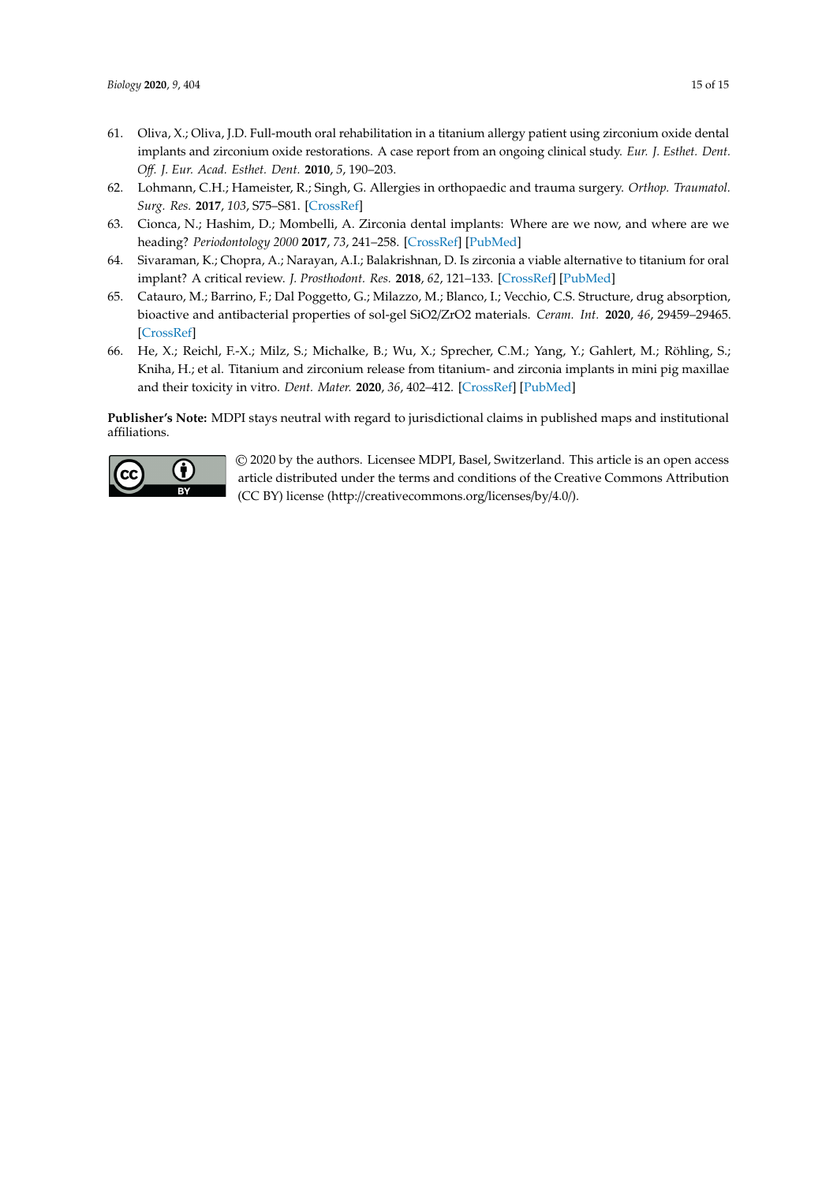61. Oliva, X.; Oliva, J.D. Full-mouth oral rehabilitation in a titanium allergy patient using zirconium oxide dental implants and zirconium oxide restorations. A case report from an ongoing clinical study. *Eur. J. Esthet. Dent. Off. J. Eur. Acad. Esthet. Dent.* **2010**, *5*, 190–203.
62. Lohmann, C.H.; Hameister, R.; Singh, G. Allergies in orthopaedic and trauma surgery. *Orthop. Traumatol. Surg. Res.* **2017**, *103*, S75–S81. [CrossRef]
63. Cionca, N.; Hashim, D.; Mombelli, A. Zirconia dental implants: Where are we now, and where are we heading? *Periodontology 2000* **2017**, *73*, 241–258. [CrossRef] [PubMed]
64. Sivaraman, K.; Chopra, A.; Narayan, A.I.; Balakrishnan, D. Is zirconia a viable alternative to titanium for oral implant? A critical review. *J. Prosthodont. Res.* **2018**, *62*, 121–133. [CrossRef] [PubMed]
65. Catauro, M.; Barrino, F.; Dal Poggetto, G.; Milazzo, M.; Blanco, I.; Vecchio, C.S. Structure, drug absorption, bioactive and antibacterial properties of sol-gel $SiO_2/ZrO_2$ materials. *Ceram. Int.* **2020**, *46*, 29459–29465. [CrossRef]
66. He, X.; Reichl, F.-X.; Milz, S.; Michalke, B.; Wu, X.; Sprecher, C.M.; Yang, Y.; Gahlert, M.; Röhling, S.; Kniha, H.; et al. Titanium and zirconium release from titanium- and zirconia implants in mini pig maxillae and their toxicity in vitro. *Dent. Mater.* **2020**, *36*, 402–412. [CrossRef] [PubMed]

**Publisher's Note:** MDPI stays neutral with regard to jurisdictional claims in published maps and institutional affiliations.

© 2020 by the authors. Licensee MDPI, Basel, Switzerland. This article is an open access article distributed under the terms and conditions of the Creative Commons Attribution (CC BY) license (http://creativecommons.org/licenses/by/4.0/).